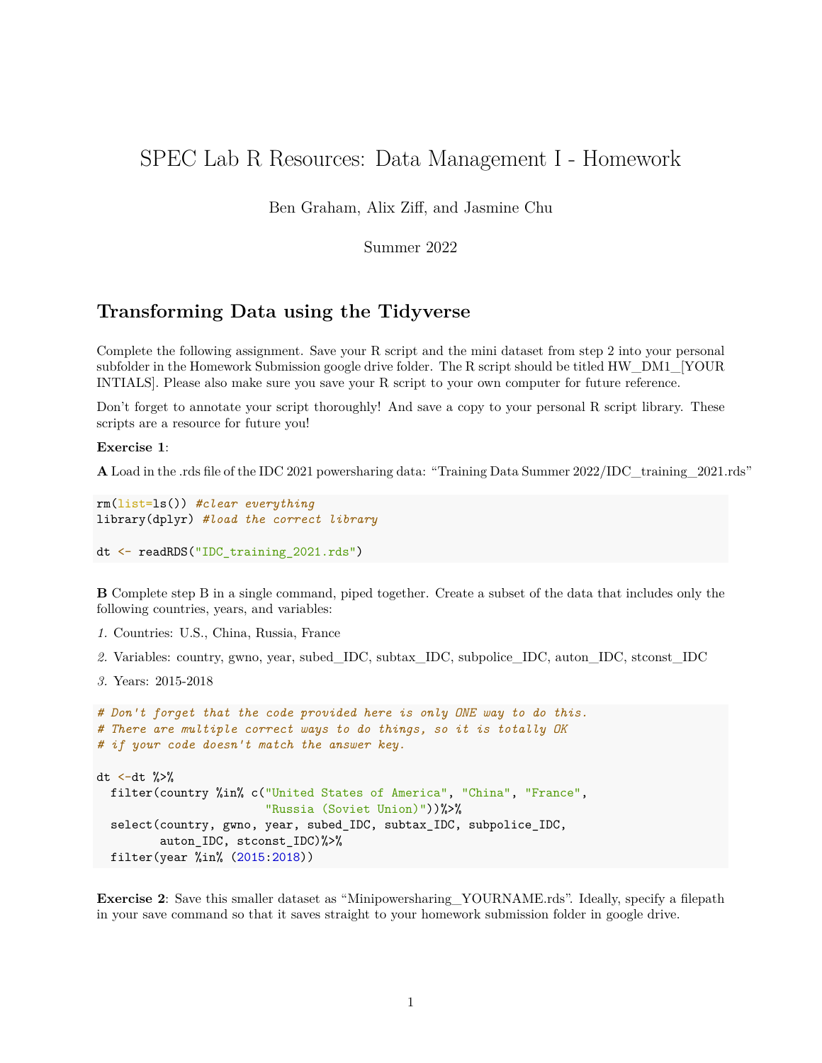# SPEC Lab R Resources: Data Management I - Homework

Ben Graham, Alix Ziff, and Jasmine Chu

Summer 2022

## Transforming Data using the Tidyverse

Complete the following assignment. Save your R script and the mini dataset from step 2 into your personal subfolder in the Homework Submission google drive folder. The R script should be titled HW_DM1_[YOUR INTIALS]. Please also make sure you save your R script to your own computer for future reference.

Don't forget to annotate your script thoroughly! And save a copy to your personal R script library. These scripts are a resource for future you!

**Exercise 1**:

**A** Load in the .rds file of the IDC 2021 powersharing data: "Training Data Summer 2022/IDC_training_2021.rds"

```
rm(list=ls()) #clear everything
library(dplyr) #load the correct library

dt <- readRDS("IDC_training_2021.rds")
```

**B** Complete step B in a single command, piped together. Create a subset of the data that includes only the following countries, years, and variables:

*1.* Countries: U.S., China, Russia, France

*2.* Variables: country, gwno, year, subed_IDC, subtax_IDC, subpolice_IDC, auton_IDC, stconst_IDC

*3.* Years: 2015-2018

```
# Don't forget that the code provided here is only ONE way to do this.
# There are multiple correct ways to do things, so it is totally OK
# if your code doesn't match the answer key.

dt <-dt %>%
  filter(country %in% c("United States of America", "China", "France",
                        "Russia (Soviet Union)"))%>%
  select(country, gwno, year, subed_IDC, subtax_IDC, subpolice_IDC,
         auton_IDC, stconst_IDC)%>%
  filter(year %in% (2015:2018))
```

**Exercise 2**: Save this smaller dataset as "Minipowersharing_YOURNAME.rds". Ideally, specify a filepath in your save command so that it saves straight to your homework submission folder in google drive.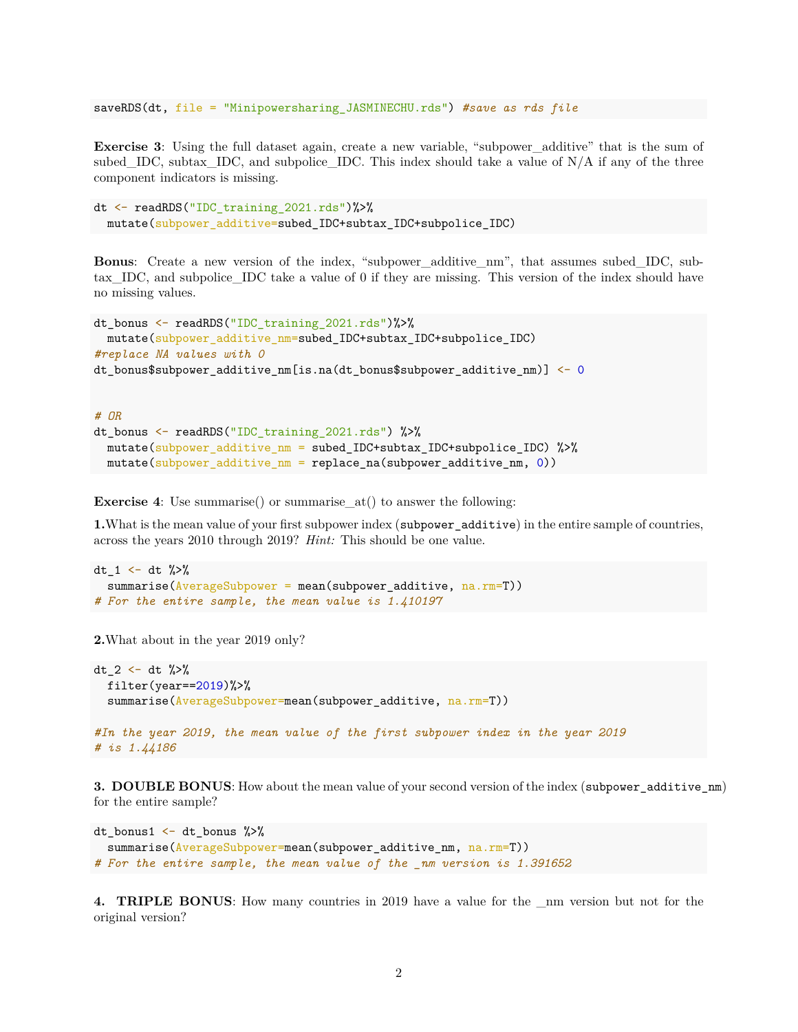```
saveRDS(dt, file = "Minipowersharing_JASMINECHU.rds") #save as rds file
```

**Exercise 3**: Using the full dataset again, create a new variable, "subpower_additive" that is the sum of subed_IDC, subtax_IDC, and subpolice_IDC. This index should take a value of N/A if any of the three component indicators is missing.

```
dt <- readRDS("IDC_training_2021.rds")%>%
  mutate(subpower_additive=subed_IDC+subtax_IDC+subpolice_IDC)
```

**Bonus**: Create a new version of the index, "subpower_additive_nm", that assumes subed_IDC, subtax_IDC, and subpolice_IDC take a value of 0 if they are missing. This version of the index should have no missing values.

```
dt_bonus <- readRDS("IDC_training_2021.rds")%>%
  mutate(subpower_additive_nm=subed_IDC+subtax_IDC+subpolice_IDC)
#replace NA values with 0
dt_bonus$subpower_additive_nm[is.na(dt_bonus$subpower_additive_nm)] <- 0


# OR
dt_bonus <- readRDS("IDC_training_2021.rds") %>%
  mutate(subpower_additive_nm = subed_IDC+subtax_IDC+subpolice_IDC) %>%
  mutate(subpower_additive_nm = replace_na(subpower_additive_nm, 0))
```

**Exercise 4**: Use summarise() or summarise_at() to answer the following:

**1.** What is the mean value of your first subpower index (`subpower_additive`) in the entire sample of countries, across the years 2010 through 2019? *Hint:* This should be one value.

```
dt_1 <- dt %>%
  summarise(AverageSubpower = mean(subpower_additive, na.rm=T))
# For the entire sample, the mean value is 1.410197
```

**2.** What about in the year 2019 only?

```
dt_2 <- dt %>%
  filter(year==2019)%>%
  summarise(AverageSubpower=mean(subpower_additive, na.rm=T))

#In the year 2019, the mean value of the first subpower index in the year 2019
# is 1.44186
```

**3. DOUBLE BONUS**: How about the mean value of your second version of the index (`subpower_additive_nm`) for the entire sample?

```
dt_bonus1 <- dt_bonus %>%
  summarise(AverageSubpower=mean(subpower_additive_nm, na.rm=T))
# For the entire sample, the mean value of the _nm version is 1.391652
```

**4. TRIPLE BONUS**: How many countries in 2019 have a value for the _nm version but not for the original version?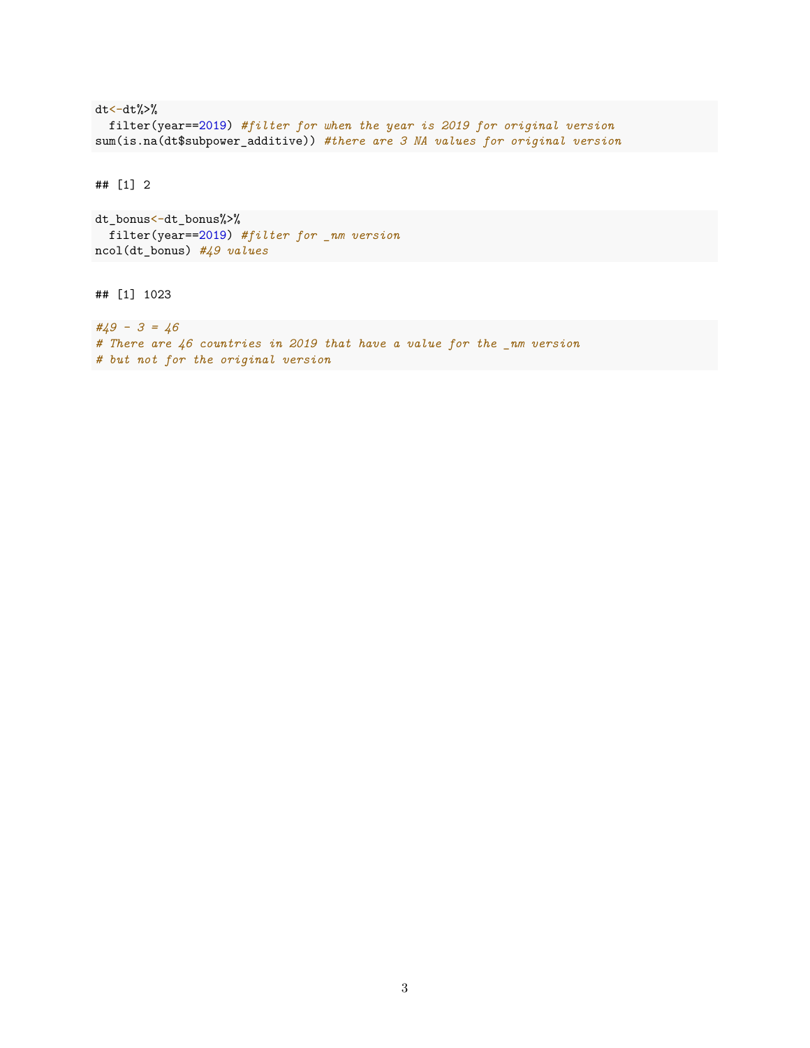```r
dt<-dt%>%
  filter(year==2019) #filter for when the year is 2019 for original version
sum(is.na(dt$subpower_additive)) #there are 3 NA values for original version
```

```
## [1] 2
```

```r
dt_bonus<-dt_bonus%>%
  filter(year==2019) #filter for _nm version
ncol(dt_bonus) #49 values
```

```
## [1] 1023
```

```r
#49 - 3 = 46
# There are 46 countries in 2019 that have a value for the _nm version
# but not for the original version
```